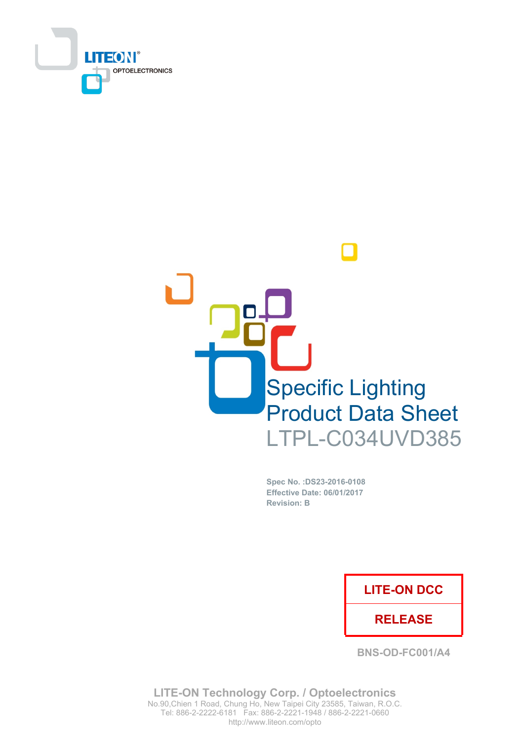LITEON
OPTOELECTRONICS

# Specific Lighting Product Data Sheet

## LTPL-C034UVD385

**Spec No. :DS23-2016-0108**
**Effective Date: 06/01/2017**
**Revision: B**

| LITE-ON DCC |
|---|
| RELEASE |

BNS-OD-FC001/A4

**LITE-ON Technology Corp. / Optoelectronics**
No.90,Chien 1 Road, Chung Ho, New Taipei City 23585, Taiwan, R.O.C.
Tel: 886-2-2222-6181 Fax: 886-2-2221-1948 / 886-2-2221-0660
http://www.liteon.com/opto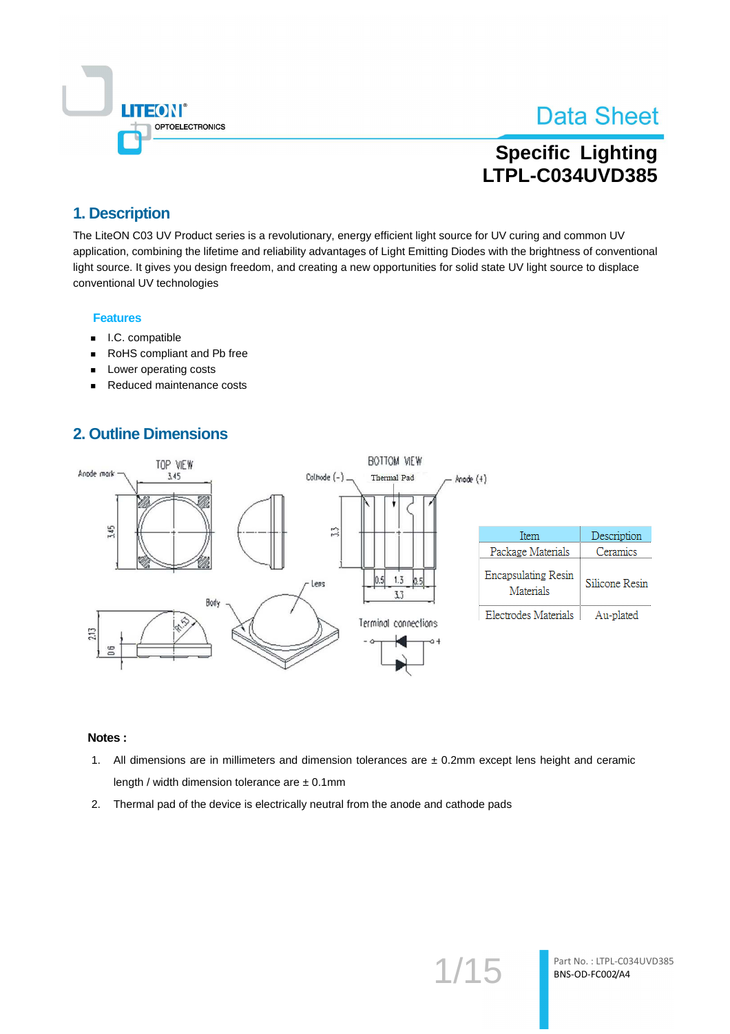## 1. Description

The LiteON C03 UV Product series is a revolutionary, energy efficient light source for UV curing and common UV application, combining the lifetime and reliability advantages of Light Emitting Diodes with the brightness of conventional light source. It gives you design freedom, and creating a new opportunities for solid state UV light source to displace conventional UV technologies

### Features

- I.C. compatible
- RoHS compliant and Pb free
- Lower operating costs
- Reduced maintenance costs

## 2. Outline Dimensions

| Item | Description |
|---|---|
| Package Materials | Ceramics |
| Encapsulating Resin Materials | Silicone Resin |
| Electrodes Materials | Au-plated |

**Notes :**

1. All dimensions are in millimeters and dimension tolerances are ± 0.2mm except lens height and ceramic length / width dimension tolerance are ± 0.1mm
2. Thermal pad of the device is electrically neutral from the anode and cathode pads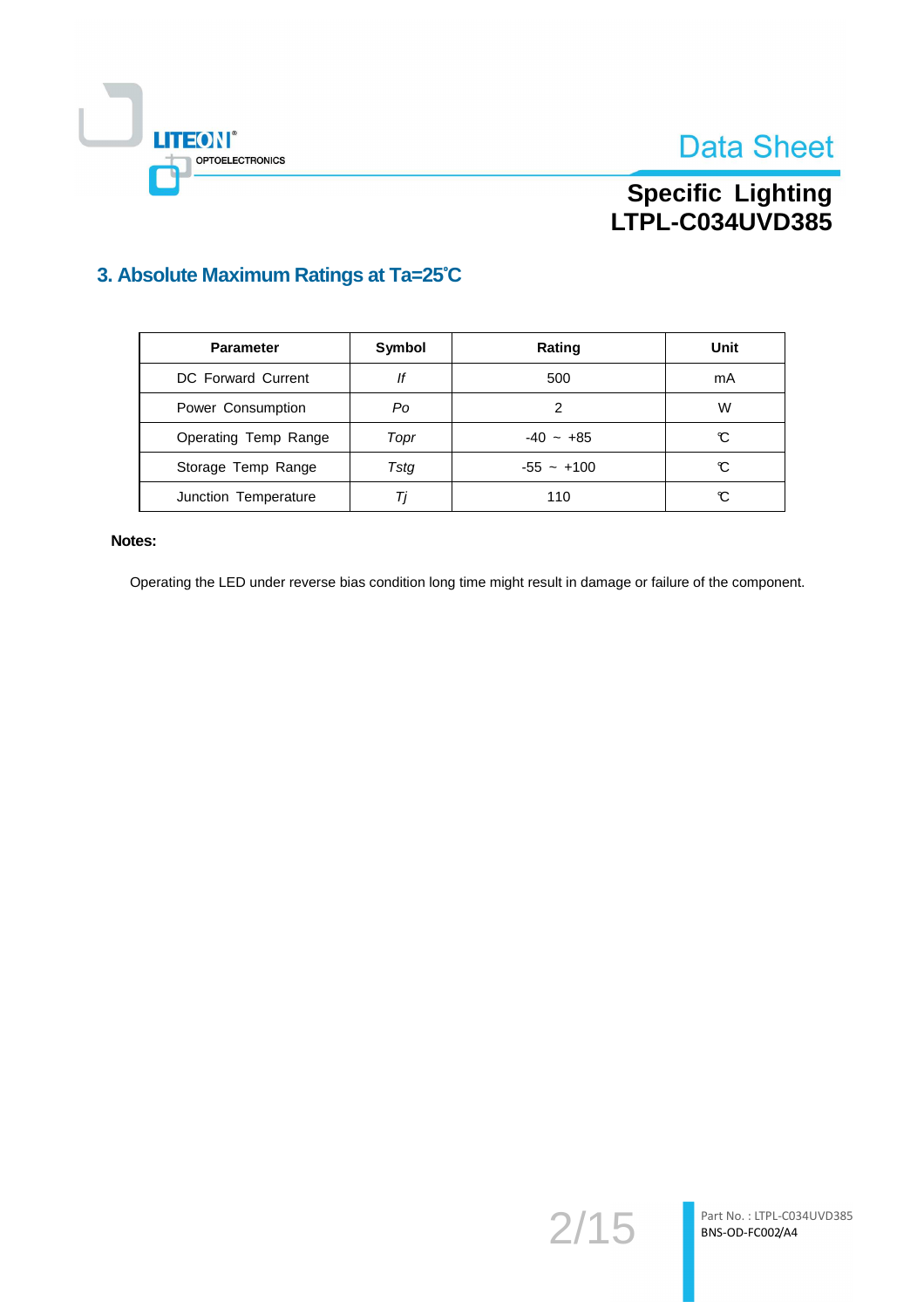## 3. Absolute Maximum Ratings at Ta=25℃

| Parameter | Symbol | Rating | Unit |
|---|---|---|---|
| DC Forward Current | *If* | 500 | mA |
| Power Consumption | *Po* | 2 | W |
| Operating Temp Range | *Topr* | -40 ~ +85 | ℃ |
| Storage Temp Range | *Tstg* | -55 ~ +100 | ℃ |
| Junction Temperature | *Tj* | 110 | ℃ |

**Notes:**

Operating the LED under reverse bias condition long time might result in damage or failure of the component.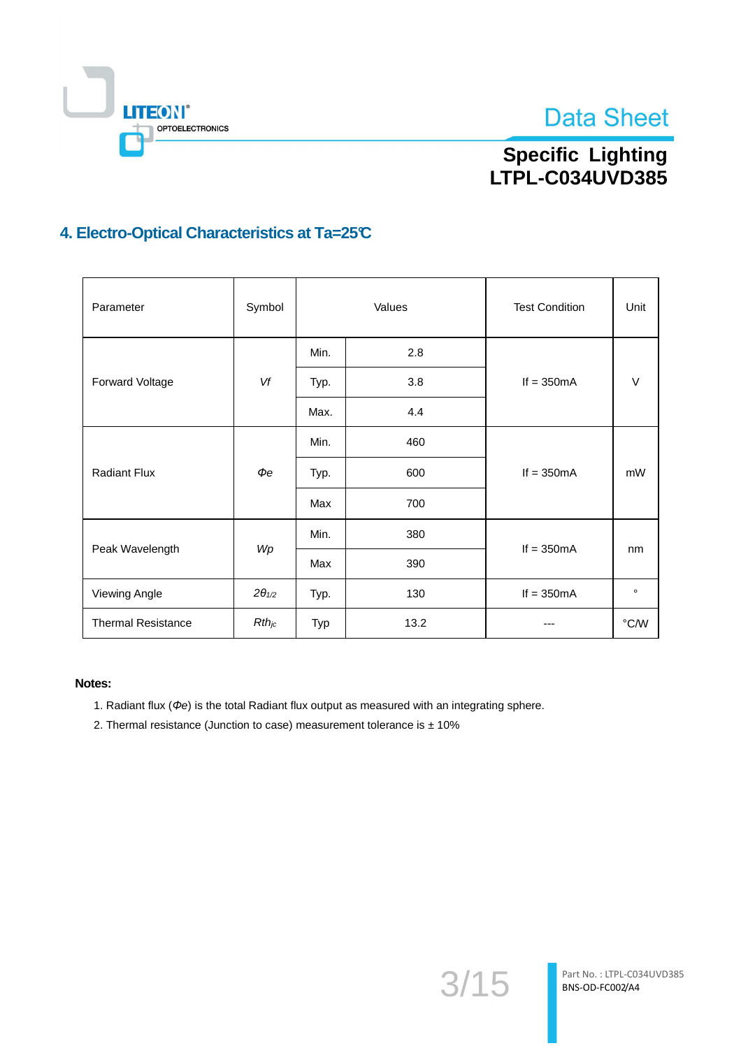## 4. Electro-Optical Characteristics at Ta=25℃

| Parameter | Symbol | Values | | Test Condition | Unit |
|---|---|---|---|---|---|
| Forward Voltage | *Vf* | Min. | 2.8 | If = 350mA | V |
| | | Typ. | 3.8 | | |
| | | Max. | 4.4 | | |
| Radiant Flux | *Φe* | Min. | 460 | If = 350mA | mW |
| | | Typ. | 600 | | |
| | | Max | 700 | | |
| Peak Wavelength | *Wp* | Min. | 380 | If = 350mA | nm |
| | | Max | 390 | | |
| Viewing Angle | $2\theta_{1/2}$ | Typ. | 130 | If = 350mA | ° |
| Thermal Resistance | $Rth_{jc}$ | Typ | 13.2 | --- | °C/W |

**Notes:**

1. Radiant flux (*Φe*) is the total Radiant flux output as measured with an integrating sphere.
2. Thermal resistance (Junction to case) measurement tolerance is ± 10%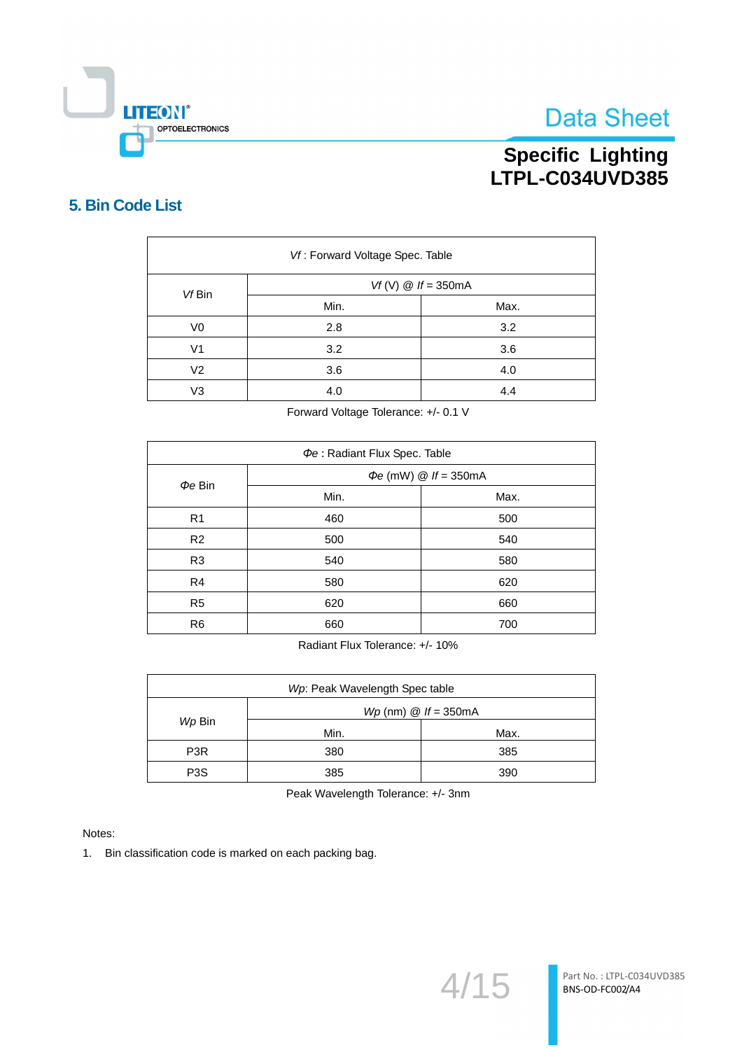## 5. Bin Code List

| *Vf* : Forward Voltage Spec. Table | | |
|---|---|---|
| *Vf* Bin | *Vf* (V) @ *If* = 350mA | |
| | Min. | Max. |
| V0 | 2.8 | 3.2 |
| V1 | 3.2 | 3.6 |
| V2 | 3.6 | 4.0 |
| V3 | 4.0 | 4.4 |

Forward Voltage Tolerance: +/- 0.1 V

| *Φe* : Radiant Flux Spec. Table | | |
|---|---|---|
| *Φe* Bin | *Φe* (mW) @ *If* = 350mA | |
| | Min. | Max. |
| R1 | 460 | 500 |
| R2 | 500 | 540 |
| R3 | 540 | 580 |
| R4 | 580 | 620 |
| R5 | 620 | 660 |
| R6 | 660 | 700 |

Radiant Flux Tolerance: +/- 10%

| *Wp*: Peak Wavelength Spec table | | |
|---|---|---|
| *Wp* Bin | *Wp* (nm) @ *If* = 350mA | |
| | Min. | Max. |
| P3R | 380 | 385 |
| P3S | 385 | 390 |

Peak Wavelength Tolerance: +/- 3nm

Notes:

1. Bin classification code is marked on each packing bag.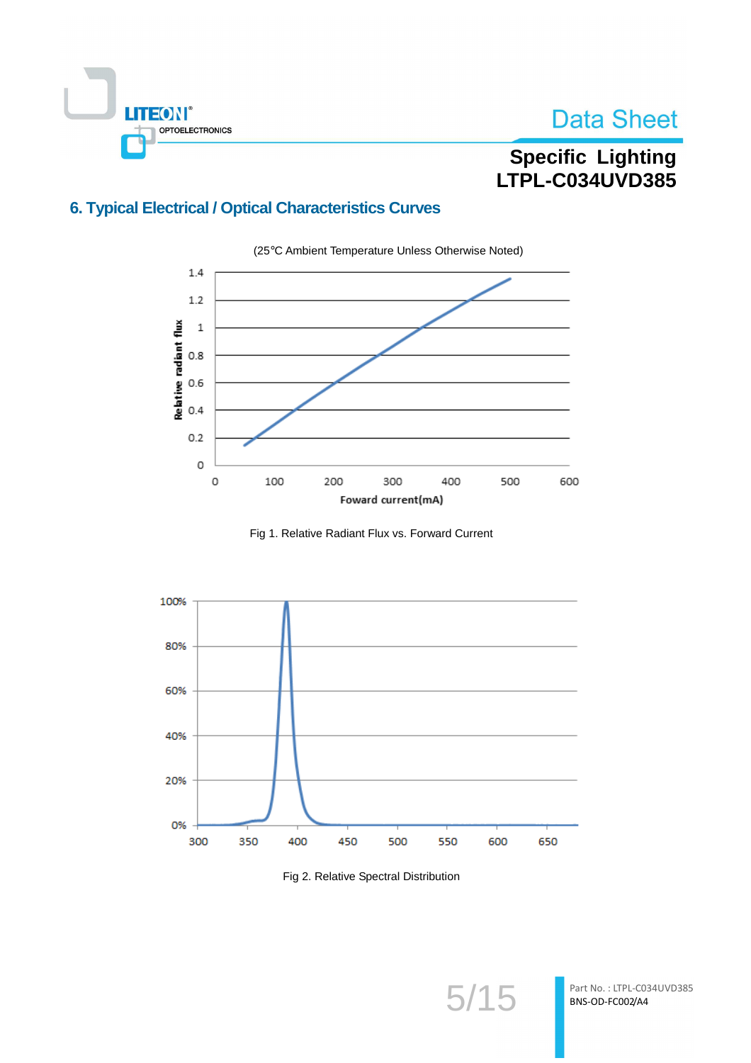## 6. Typical Electrical / Optical Characteristics Curves

(25℃ Ambient Temperature Unless Otherwise Noted)

Fig 1. Relative Radiant Flux vs. Forward Current

Fig 2. Relative Spectral Distribution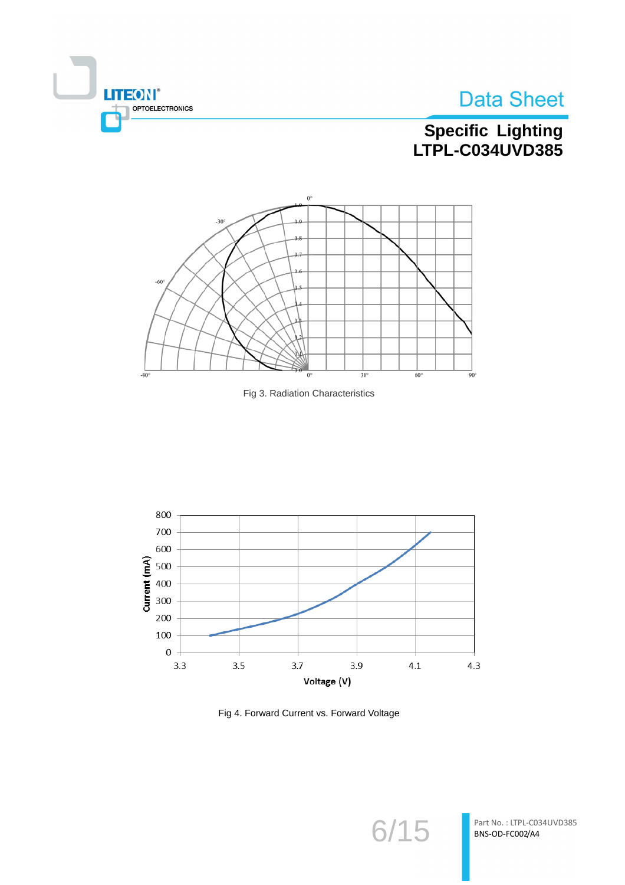Fig 3. Radiation Characteristics

Fig 4. Forward Current vs. Forward Voltage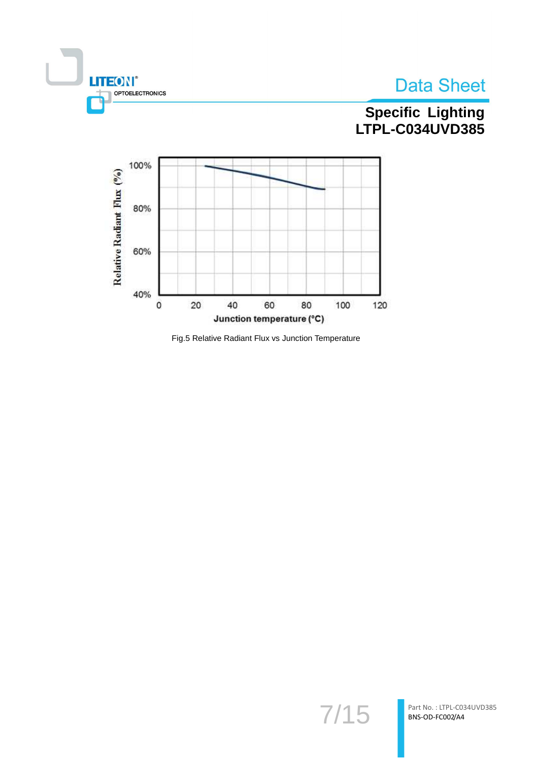Fig.5 Relative Radiant Flux vs Junction Temperature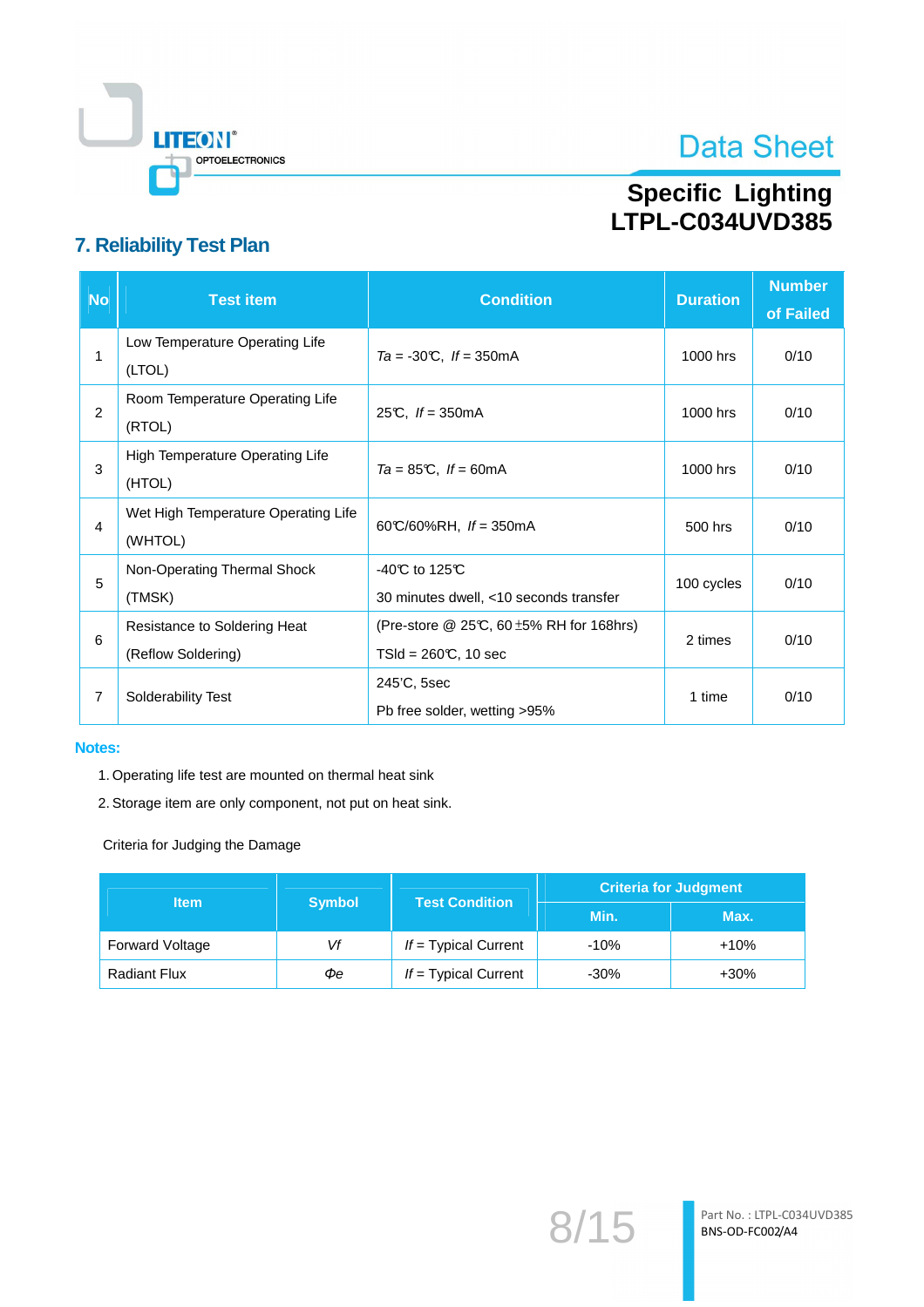## 7. Reliability Test Plan

| No | Test item | Condition | Duration | Number of Failed |
|---|---|---|---|---|
| 1 | Low Temperature Operating Life (LTOL) | *Ta* = -30℃, *If* = 350mA | 1000 hrs | 0/10 |
| 2 | Room Temperature Operating Life (RTOL) | 25℃, *If* = 350mA | 1000 hrs | 0/10 |
| 3 | High Temperature Operating Life (HTOL) | *Ta* = 85℃, *If* = 60mA | 1000 hrs | 0/10 |
| 4 | Wet High Temperature Operating Life (WHTOL) | 60℃/60%RH, *If* = 350mA | 500 hrs | 0/10 |
| 5 | Non-Operating Thermal Shock (TMSK) | -40℃ to 125℃<br>30 minutes dwell, <10 seconds transfer | 100 cycles | 0/10 |
| 6 | Resistance to Soldering Heat (Reflow Soldering) | (Pre-store @ 25℃, 60 ±5% RH for 168hrs)<br>TSld = 260℃, 10 sec | 2 times | 0/10 |
| 7 | Solderability Test | 245'C, 5sec<br>Pb free solder, wetting >95% | 1 time | 0/10 |

**Notes:**

1. Operating life test are mounted on thermal heat sink
2. Storage item are only component, not put on heat sink.

Criteria for Judging the Damage

| Item | Symbol | Test Condition | Criteria for Judgment | |
|---|---|---|---|---|
| | | | Min. | Max. |
| Forward Voltage | *Vf* | *If* = Typical Current | -10% | +10% |
| Radiant Flux | *Φe* | *If* = Typical Current | -30% | +30% |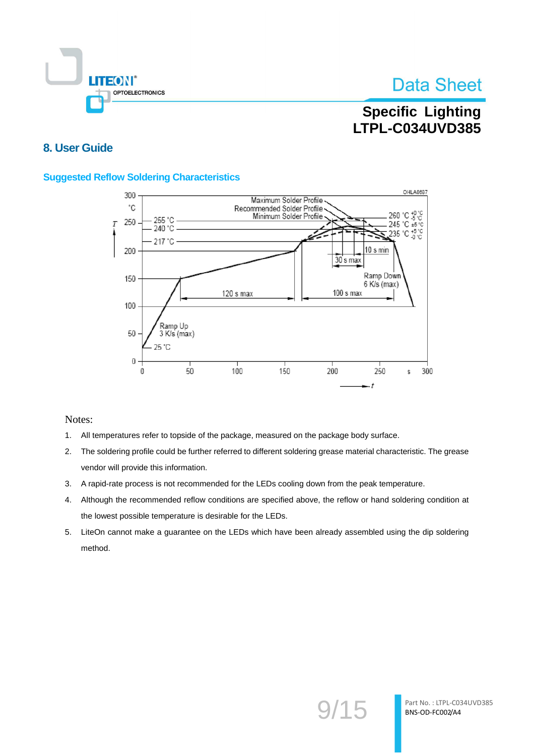## 8. User Guide

### Suggested Reflow Soldering Characteristics

Notes:

1. All temperatures refer to topside of the package, measured on the package body surface.
2. The soldering profile could be further referred to different soldering grease material characteristic. The grease vendor will provide this information.
3. A rapid-rate process is not recommended for the LEDs cooling down from the peak temperature.
4. Although the recommended reflow conditions are specified above, the reflow or hand soldering condition at the lowest possible temperature is desirable for the LEDs.
5. LiteOn cannot make a guarantee on the LEDs which have been already assembled using the dip soldering method.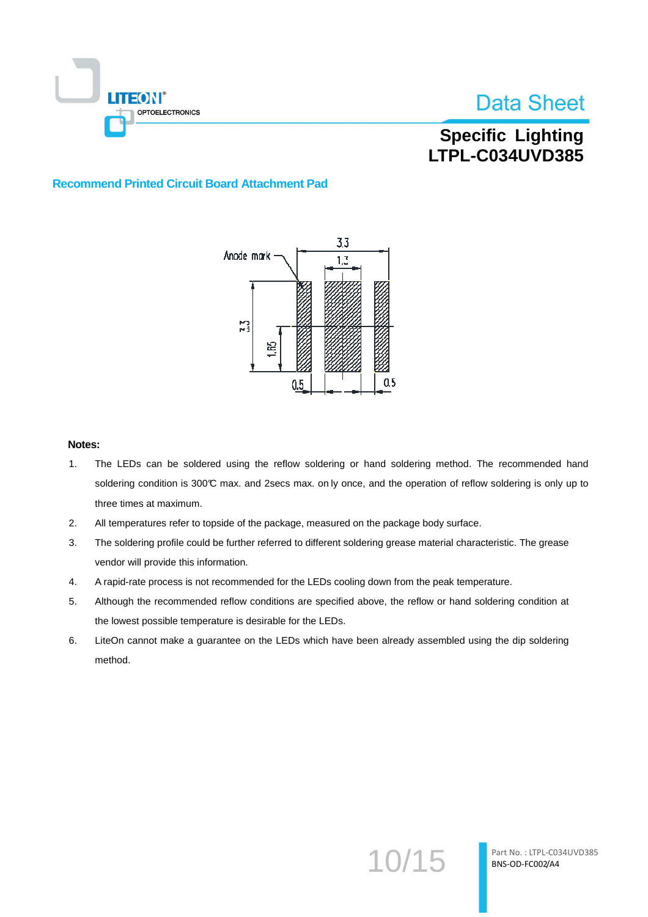## Recommend Printed Circuit Board Attachment Pad

Anode mark

3.3

1.3

3.3

1.65

0.5

0.5

**Notes:**

1. The LEDs can be soldered using the reflow soldering or hand soldering method. The recommended hand soldering condition is 300℃ max. and 2secs max. on ly once, and the operation of reflow soldering is only up to three times at maximum.
2. All temperatures refer to topside of the package, measured on the package body surface.
3. The soldering profile could be further referred to different soldering grease material characteristic. The grease vendor will provide this information.
4. A rapid-rate process is not recommended for the LEDs cooling down from the peak temperature.
5. Although the recommended reflow conditions are specified above, the reflow or hand soldering condition at the lowest possible temperature is desirable for the LEDs.
6. LiteOn cannot make a guarantee on the LEDs which have been already assembled using the dip soldering method.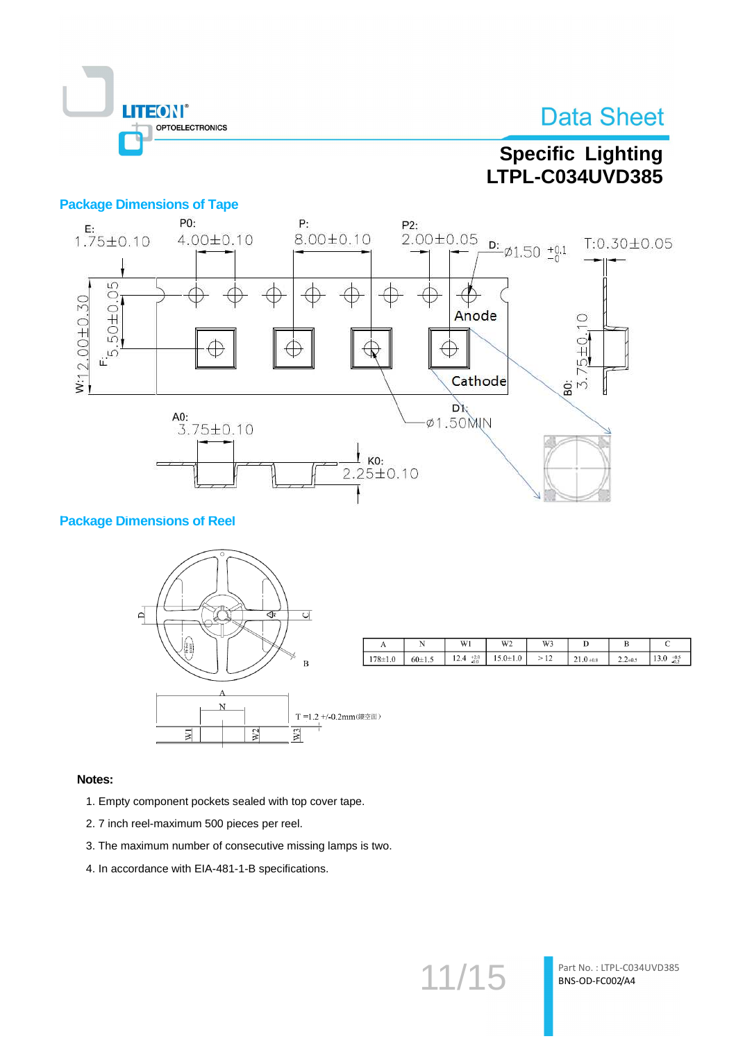## Package Dimensions of Tape

E: 1.75±0.10

P0: 4.00±0.10

P: 8.00±0.10

P2: 2.00±0.05

D: ⌀1.50 $^{+0.1}_{-0}$

T:0.30±0.05

W:12.00±0.30

F: 5.50±0.05

Anode

Cathode

B0: 3.75±0.10

A0: 3.75±0.10

D1: ⌀1.50MIN

K0: 2.25±0.10

## Package Dimensions of Reel

| A | N | W1 | W2 | W3 | D | B | C |
|---|---|---|---|---|---|---|---|
| 178±1.0 | 60±1.5 | 12.4 $^{+2.0}_{-0.0}$ | 15.0±1.0 | > 12 | 21.0 ±0.8 | 2.2±0.5 | 13.0 $^{+0.5}_{-0.2}$ |

T =1.2 +/-0.2mm(鏤空面)

**Notes:**

1. Empty component pockets sealed with top cover tape.
2. 7 inch reel-maximum 500 pieces per reel.
3. The maximum number of consecutive missing lamps is two.
4. In accordance with EIA-481-1-B specifications.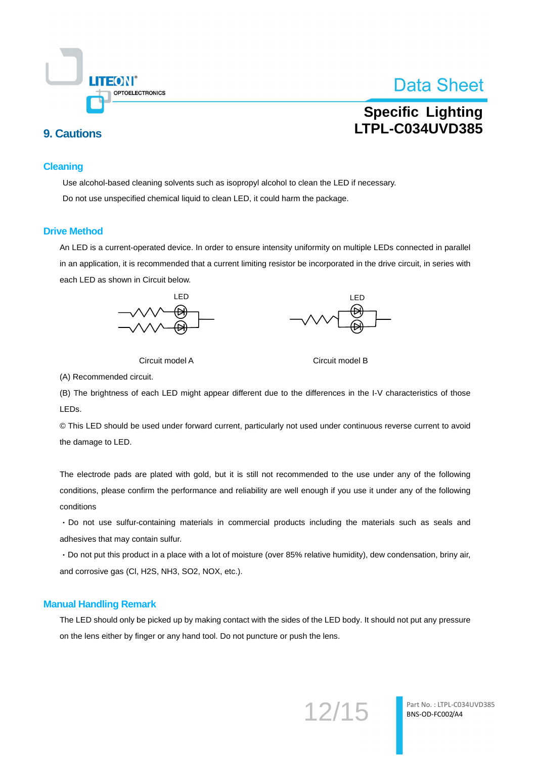## 9. Cautions

### Cleaning

Use alcohol-based cleaning solvents such as isopropyl alcohol to clean the LED if necessary.

Do not use unspecified chemical liquid to clean LED, it could harm the package.

### Drive Method

An LED is a current-operated device. In order to ensure intensity uniformity on multiple LEDs connected in parallel in an application, it is recommended that a current limiting resistor be incorporated in the drive circuit, in series with each LED as shown in Circuit below.

LED LED

Circuit model A Circuit model B

(A) Recommended circuit.

(B) The brightness of each LED might appear different due to the differences in the I-V characteristics of those LEDs.

© This LED should be used under forward current, particularly not used under continuous reverse current to avoid the damage to LED.

The electrode pads are plated with gold, but it is still not recommended to the use under any of the following conditions, please confirm the performance and reliability are well enough if you use it under any of the following conditions

・Do not use sulfur-containing materials in commercial products including the materials such as seals and adhesives that may contain sulfur.

・Do not put this product in a place with a lot of moisture (over 85% relative humidity), dew condensation, briny air, and corrosive gas (Cl, $H_2S$, $NH_3$, $SO_2$, NOX, etc.).

### Manual Handling Remark

The LED should only be picked up by making contact with the sides of the LED body. It should not put any pressure on the lens either by finger or any hand tool. Do not puncture or push the lens.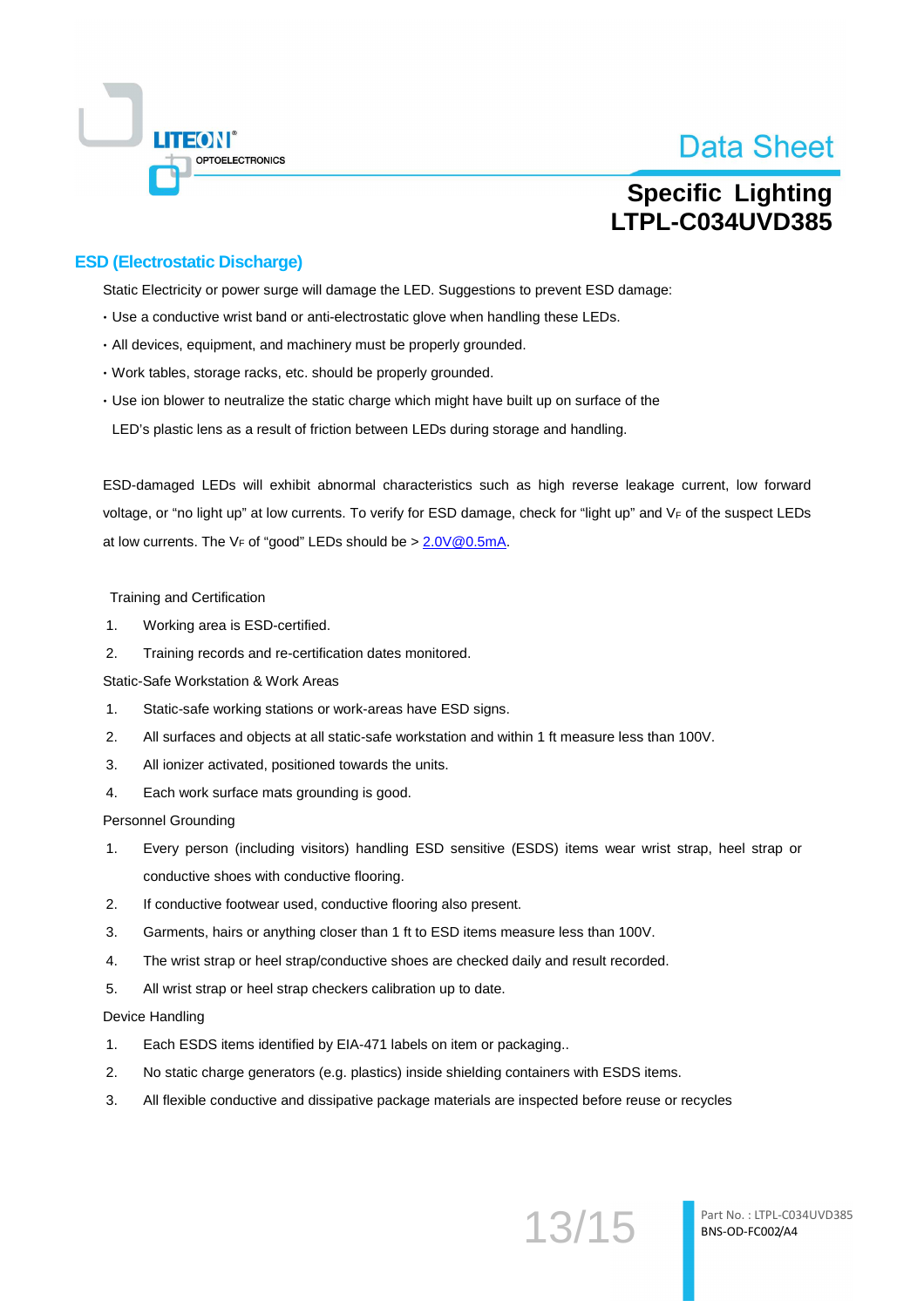## ESD (Electrostatic Discharge)

Static Electricity or power surge will damage the LED. Suggestions to prevent ESD damage:

- Use a conductive wrist band or anti-electrostatic glove when handling these LEDs.
- All devices, equipment, and machinery must be properly grounded.
- Work tables, storage racks, etc. should be properly grounded.
- Use ion blower to neutralize the static charge which might have built up on surface of the LED's plastic lens as a result of friction between LEDs during storage and handling.

ESD-damaged LEDs will exhibit abnormal characteristics such as high reverse leakage current, low forward voltage, or "no light up" at low currents. To verify for ESD damage, check for "light up" and $V_F$ of the suspect LEDs at low currents. The $V_F$ of "good" LEDs should be > 2.0V@0.5mA.

Training and Certification

1. Working area is ESD-certified.
2. Training records and re-certification dates monitored.

Static-Safe Workstation & Work Areas

1. Static-safe working stations or work-areas have ESD signs.
2. All surfaces and objects at all static-safe workstation and within 1 ft measure less than 100V.
3. All ionizer activated, positioned towards the units.
4. Each work surface mats grounding is good.

Personnel Grounding

1. Every person (including visitors) handling ESD sensitive (ESDS) items wear wrist strap, heel strap or conductive shoes with conductive flooring.
2. If conductive footwear used, conductive flooring also present.
3. Garments, hairs or anything closer than 1 ft to ESD items measure less than 100V.
4. The wrist strap or heel strap/conductive shoes are checked daily and result recorded.
5. All wrist strap or heel strap checkers calibration up to date.

Device Handling

1. Each ESDS items identified by EIA-471 labels on item or packaging..
2. No static charge generators (e.g. plastics) inside shielding containers with ESDS items.
3. All flexible conductive and dissipative package materials are inspected before reuse or recycles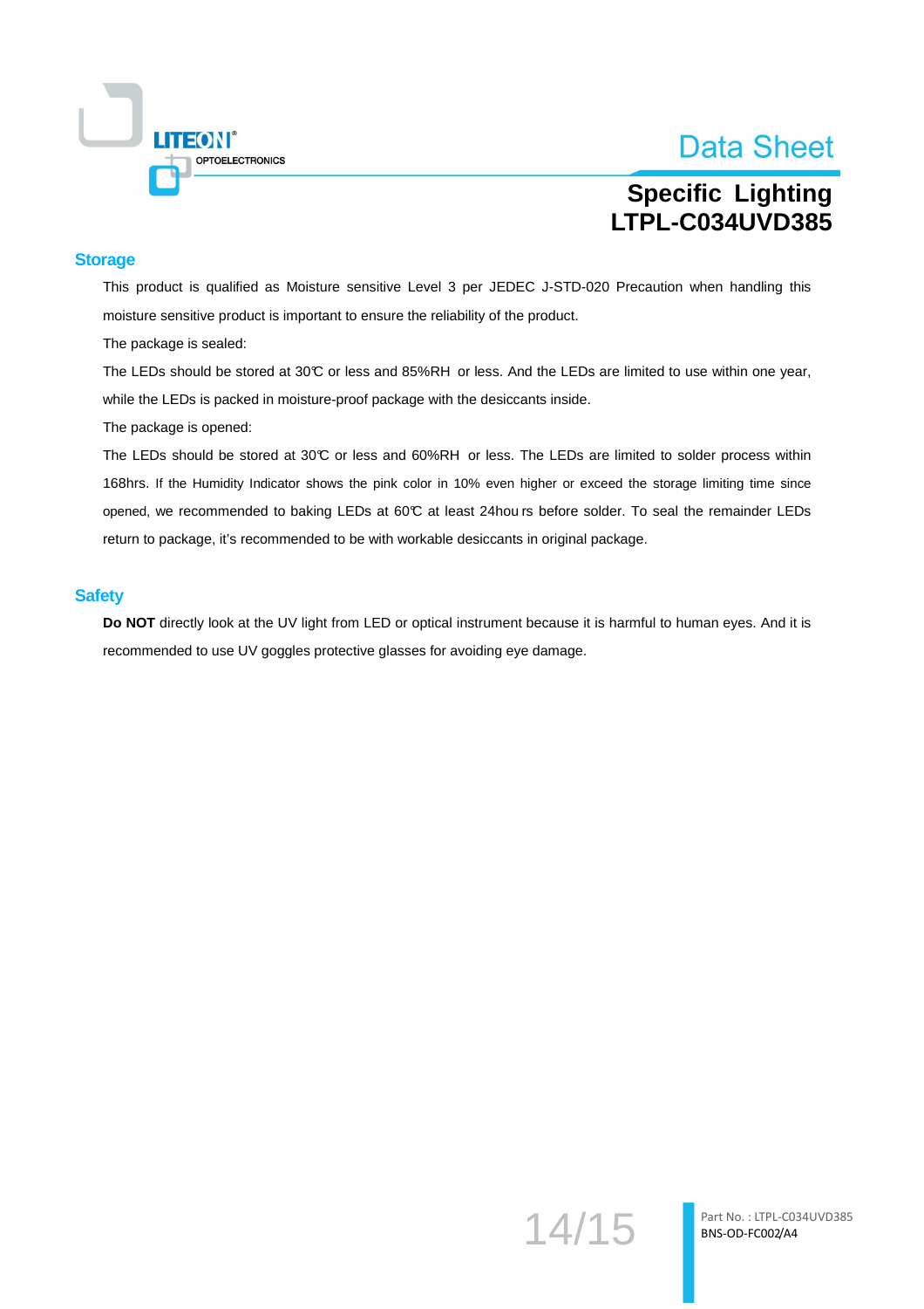## Storage

This product is qualified as Moisture sensitive Level 3 per JEDEC J-STD-020 Precaution when handling this moisture sensitive product is important to ensure the reliability of the product.

The package is sealed:

The LEDs should be stored at 30℃ or less and 85%RH or less. And the LEDs are limited to use within one year, while the LEDs is packed in moisture-proof package with the desiccants inside.

The package is opened:

The LEDs should be stored at 30℃ or less and 60%RH or less. The LEDs are limited to solder process within 168hrs. If the Humidity Indicator shows the pink color in 10% even higher or exceed the storage limiting time since opened, we recommended to baking LEDs at 60℃ at least 24hou rs before solder. To seal the remainder LEDs return to package, it's recommended to be with workable desiccants in original package.

## Safety

**Do NOT** directly look at the UV light from LED or optical instrument because it is harmful to human eyes. And it is recommended to use UV goggles protective glasses for avoiding eye damage.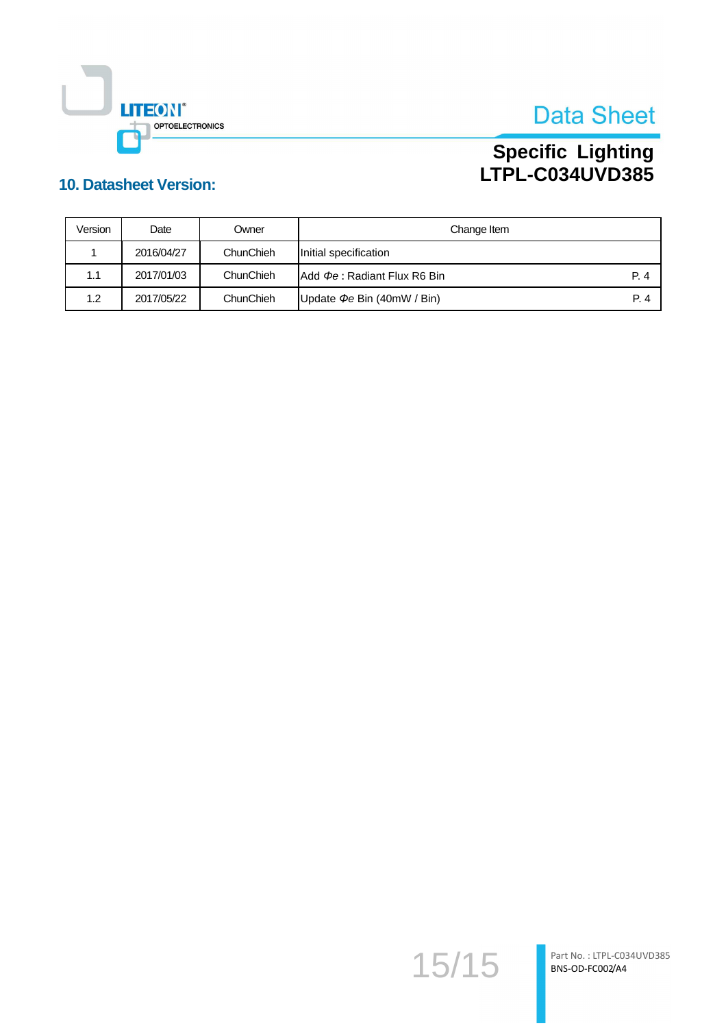## 10. Datasheet Version:

| Version | Date | Owner | Change Item |
|---|---|---|---|
| 1 | 2016/04/27 | ChunChieh | Initial specification |
| 1.1 | 2017/01/03 | ChunChieh | Add *Φe* : Radiant Flux R6 Bin P. 4 |
| 1.2 | 2017/05/22 | ChunChieh | Update *Φe* Bin (40mW / Bin) P. 4 |